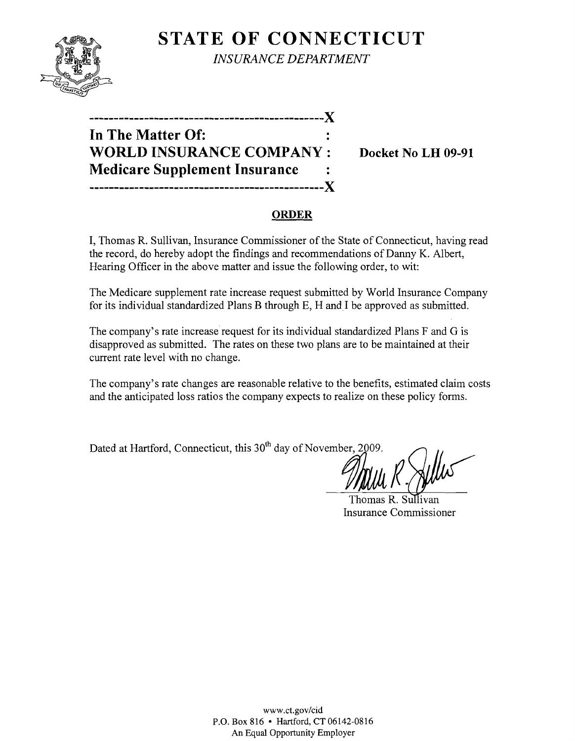# STATE OF CONNECTICUT

*INSURANCE DEPARTMENT*

----------------------------------------------X

**In The Matter Of:** :
**WORLD INSURANCE COMPANY** : **Docket No LH 09-91**
**Medicare Supplement Insurance** :

----------------------------------------------X

## ORDER

I, Thomas R. Sullivan, Insurance Commissioner of the State of Connecticut, having read the record, do hereby adopt the findings and recommendations of Danny K. Albert, Hearing Officer in the above matter and issue the following order, to wit:

The Medicare supplement rate increase request submitted by World Insurance Company for its individual standardized Plans B through E, H and I be approved as submitted.

The company's rate increase request for its individual standardized Plans F and G is disapproved as submitted. The rates on these two plans are to be maintained at their current rate level with no change.

The company's rate changes are reasonable relative to the benefits, estimated claim costs and the anticipated loss ratios the company expects to realize on these policy forms.

Dated at Hartford, Connecticut, this 30th day of November, 2009.

Thomas R. Sullivan
Insurance Commissioner

www.ct.gov/cid
P.O. Box 816 • Hartford, CT 06142-0816
An Equal Opportunity Employer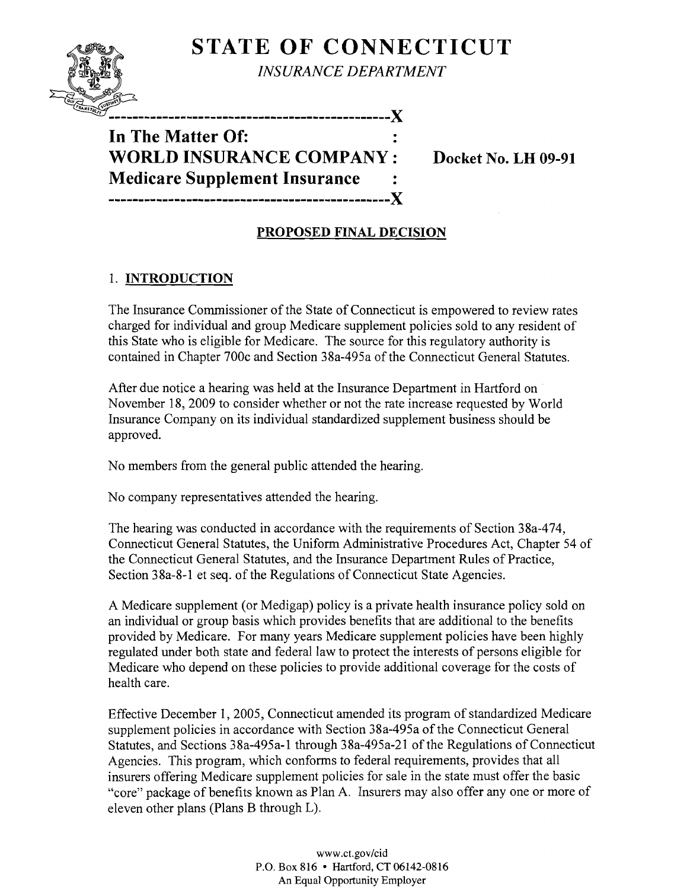# STATE OF CONNECTICUT

*INSURANCE DEPARTMENT*

---

**In The Matter Of:**
**WORLD INSURANCE COMPANY :** **Docket No. LH 09-91**
**Medicare Supplement Insurance :**

---

## PROPOSED FINAL DECISION

### 1. INTRODUCTION

The Insurance Commissioner of the State of Connecticut is empowered to review rates charged for individual and group Medicare supplement policies sold to any resident of this State who is eligible for Medicare. The source for this regulatory authority is contained in Chapter 700c and Section 38a-495a of the Connecticut General Statutes.

After due notice a hearing was held at the Insurance Department in Hartford on November 18, 2009 to consider whether or not the rate increase requested by World Insurance Company on its individual standardized supplement business should be approved.

No members from the general public attended the hearing.

No company representatives attended the hearing.

The hearing was conducted in accordance with the requirements of Section 38a-474, Connecticut General Statutes, the Uniform Administrative Procedures Act, Chapter 54 of the Connecticut General Statutes, and the Insurance Department Rules of Practice, Section 38a-8-1 et seq. of the Regulations of Connecticut State Agencies.

A Medicare supplement (or Medigap) policy is a private health insurance policy sold on an individual or group basis which provides benefits that are additional to the benefits provided by Medicare. For many years Medicare supplement policies have been highly regulated under both state and federal law to protect the interests of persons eligible for Medicare who depend on these policies to provide additional coverage for the costs of health care.

Effective December 1, 2005, Connecticut amended its program of standardized Medicare supplement policies in accordance with Section 38a-495a of the Connecticut General Statutes, and Sections 38a-495a-1 through 38a-495a-21 of the Regulations of Connecticut Agencies. This program, which conforms to federal requirements, provides that all insurers offering Medicare supplement policies for sale in the state must offer the basic "core" package of benefits known as Plan A. Insurers may also offer any one or more of eleven other plans (Plans B through L).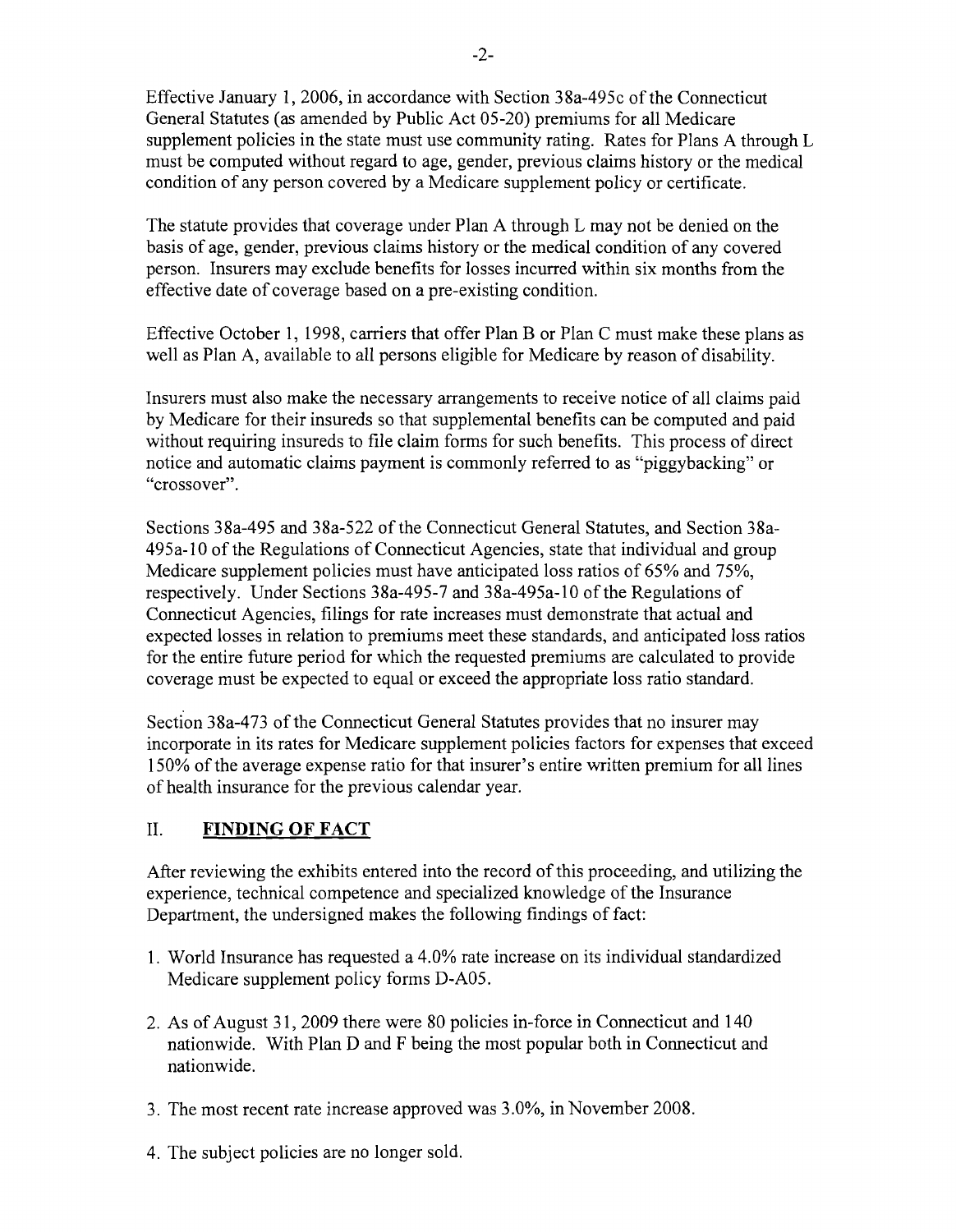Effective January 1, 2006, in accordance with Section 38a-495c of the Connecticut General Statutes (as amended by Public Act 05-20) premiums for all Medicare supplement policies in the state must use community rating. Rates for Plans A through L must be computed without regard to age, gender, previous claims history or the medical condition of any person covered by a Medicare supplement policy or certificate.

The statute provides that coverage under Plan A through L may not be denied on the basis of age, gender, previous claims history or the medical condition of any covered person. Insurers may exclude benefits for losses incurred within six months from the effective date of coverage based on a pre-existing condition.

Effective October 1, 1998, carriers that offer Plan B or Plan C must make these plans as well as Plan A, available to all persons eligible for Medicare by reason of disability.

Insurers must also make the necessary arrangements to receive notice of all claims paid by Medicare for their insureds so that supplemental benefits can be computed and paid without requiring insureds to file claim forms for such benefits. This process of direct notice and automatic claims payment is commonly referred to as "piggybacking" or "crossover".

Sections 38a-495 and 38a-522 of the Connecticut General Statutes, and Section 38a-495a-10 of the Regulations of Connecticut Agencies, state that individual and group Medicare supplement policies must have anticipated loss ratios of 65% and 75%, respectively. Under Sections 38a-495-7 and 38a-495a-10 of the Regulations of Connecticut Agencies, filings for rate increases must demonstrate that actual and expected losses in relation to premiums meet these standards, and anticipated loss ratios for the entire future period for which the requested premiums are calculated to provide coverage must be expected to equal or exceed the appropriate loss ratio standard.

Section 38a-473 of the Connecticut General Statutes provides that no insurer may incorporate in its rates for Medicare supplement policies factors for expenses that exceed 150% of the average expense ratio for that insurer's entire written premium for all lines of health insurance for the previous calendar year.

## II. FINDING OF FACT

After reviewing the exhibits entered into the record of this proceeding, and utilizing the experience, technical competence and specialized knowledge of the Insurance Department, the undersigned makes the following findings of fact:

1. World Insurance has requested a 4.0% rate increase on its individual standardized Medicare supplement policy forms D-A05.
2. As of August 31, 2009 there were 80 policies in-force in Connecticut and 140 nationwide. With Plan D and F being the most popular both in Connecticut and nationwide.
3. The most recent rate increase approved was 3.0%, in November 2008.
4. The subject policies are no longer sold.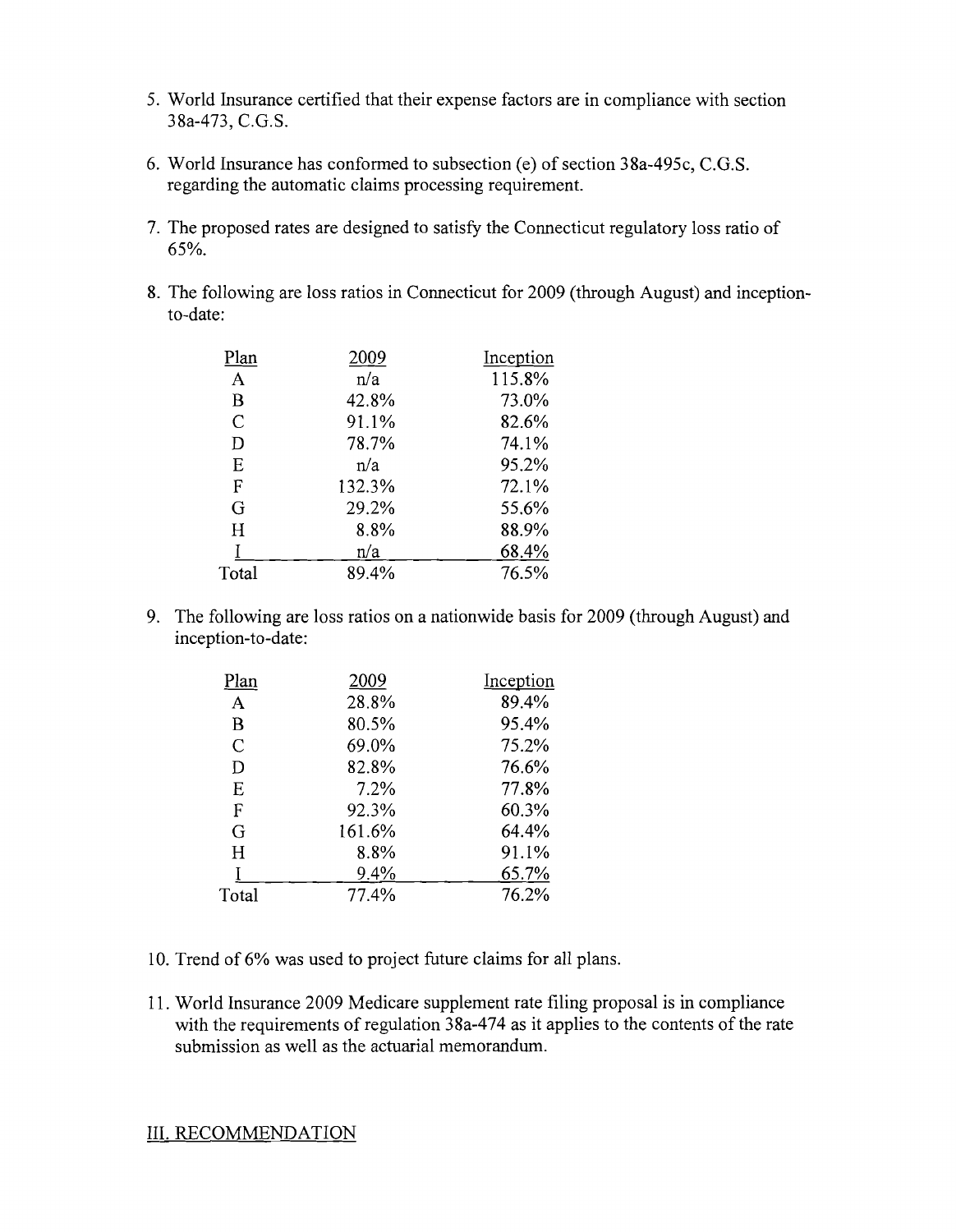5. World Insurance certified that their expense factors are in compliance with section 38a-473, C.G.S.

6. World Insurance has conformed to subsection (e) of section 38a-495c, C.G.S. regarding the automatic claims processing requirement.

7. The proposed rates are designed to satisfy the Connecticut regulatory loss ratio of 65%.

8. The following are loss ratios in Connecticut for 2009 (through August) and inception-to-date:

| Plan | 2009 | Inception |
|---|---|---|
| A | n/a | 115.8% |
| B | 42.8% | 73.0% |
| C | 91.1% | 82.6% |
| D | 78.7% | 74.1% |
| E | n/a | 95.2% |
| F | 132.3% | 72.1% |
| G | 29.2% | 55.6% |
| H | 8.8% | 88.9% |
| I | n/a | 68.4% |
| Total | 89.4% | 76.5% |

9. The following are loss ratios on a nationwide basis for 2009 (through August) and inception-to-date:

| Plan | 2009 | Inception |
|---|---|---|
| A | 28.8% | 89.4% |
| B | 80.5% | 95.4% |
| C | 69.0% | 75.2% |
| D | 82.8% | 76.6% |
| E | 7.2% | 77.8% |
| F | 92.3% | 60.3% |
| G | 161.6% | 64.4% |
| H | 8.8% | 91.1% |
| I | 9.4% | 65.7% |
| Total | 77.4% | 76.2% |

10. Trend of 6% was used to project future claims for all plans.

11. World Insurance 2009 Medicare supplement rate filing proposal is in compliance with the requirements of regulation 38a-474 as it applies to the contents of the rate submission as well as the actuarial memorandum.

## III. RECOMMENDATION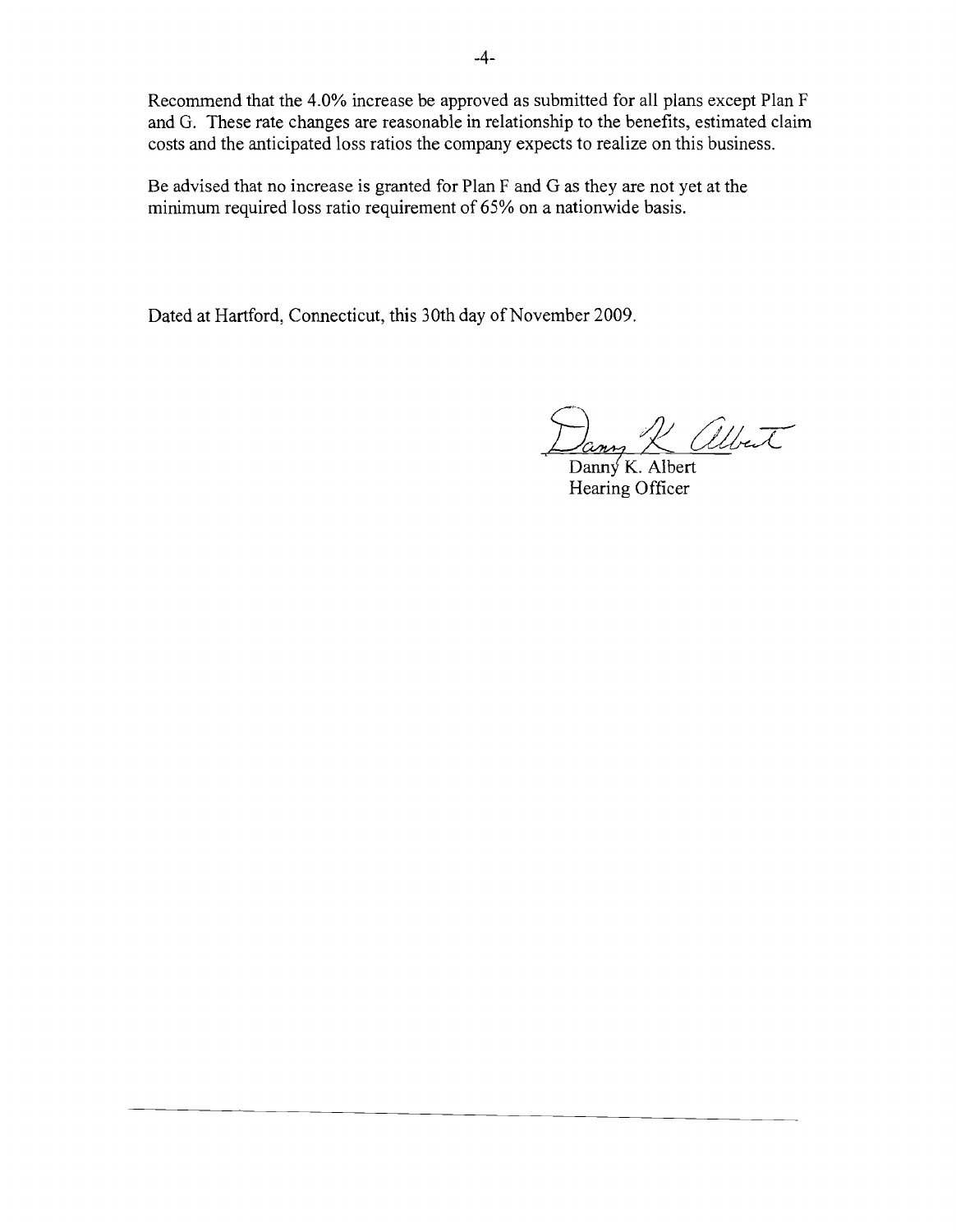Recommend that the 4.0% increase be approved as submitted for all plans except Plan F and G. These rate changes are reasonable in relationship to the benefits, estimated claim costs and the anticipated loss ratios the company expects to realize on this business.

Be advised that no increase is granted for Plan F and G as they are not yet at the minimum required loss ratio requirement of 65% on a nationwide basis.

Dated at Hartford, Connecticut, this 30th day of November 2009.

Danny K. Albert
Hearing Officer